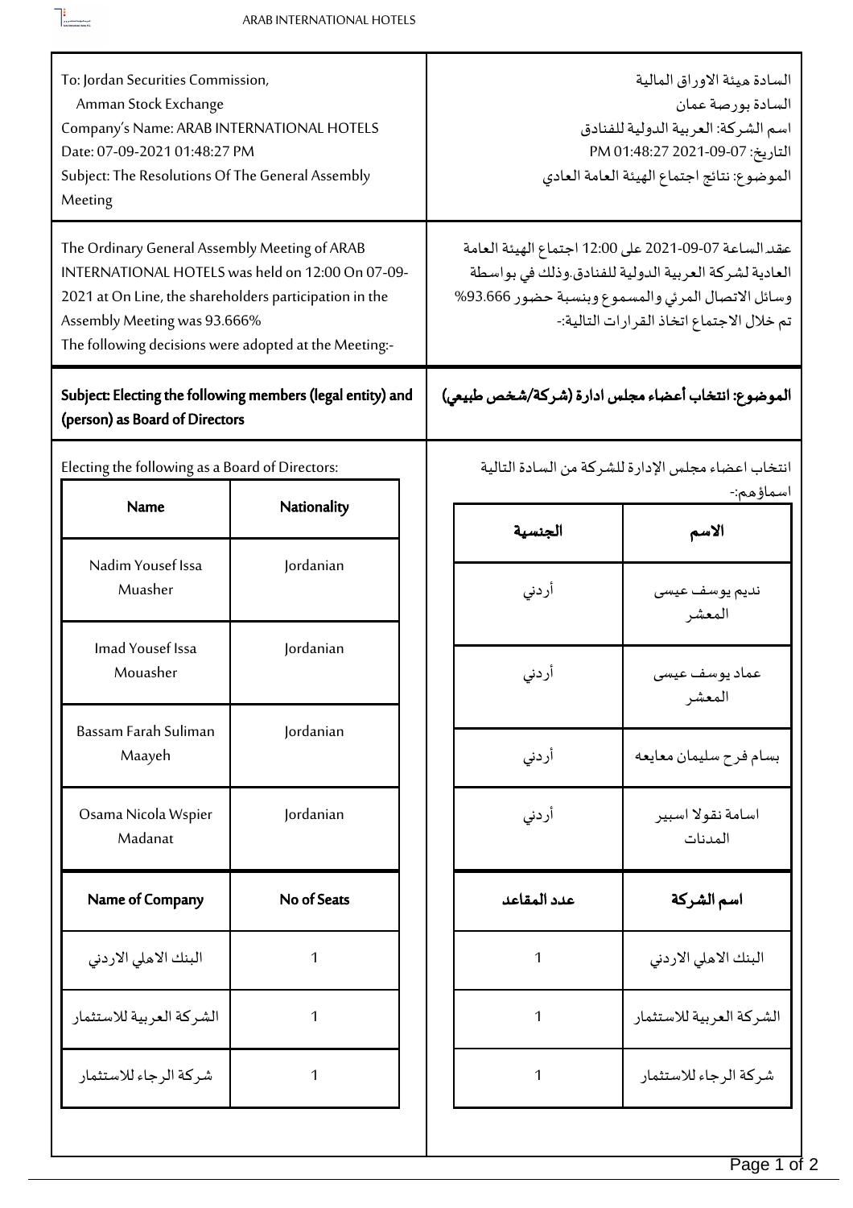To: Jordan Securities Commission,
Amman Stock Exchange
Company's Name: ARAB INTERNATIONAL HOTELS
Date: 07-09-2021 01:48:27 PM
Subject: The Resolutions Of The General Assembly Meeting

السادة هيئة الاوراق المالية
السادة بورصة عمان
اسم الشركة: العربية الدولية للفنادق
التاريخ: 07-09-2021 01:48:27 PM
الموضوع: نتائج اجتماع الهيئة العامة العادي

The Ordinary General Assembly Meeting of ARAB INTERNATIONAL HOTELS was held on 12:00 On 07-09-2021 at On Line, the shareholders participation in the Assembly Meeting was 93.666%
The following decisions were adopted at the Meeting:-

عقد الساعة 12:00 على 07-09-2021 اجتماع الهيئة العامة العادية لشركة العربية الدولية للفنادق.وذلك في بواسطة وسائل الاتصال المرئي والمسموع وبنسبة حضور 93.666%
تم خلال الاجتماع اتخاذ القرارات التالية:-

**Subject: Electing the following members (legal entity) and (person) as Board of Directors**

**الموضوع: انتخاب أعضاء مجلس ادارة (شركة/شخص طبيعي)**

Electing the following as a Board of Directors:

| Name | Nationality |
|---|---|
| Nadim Yousef Issa Muasher | Jordanian |
| Imad Yousef Issa Mouasher | Jordanian |
| Bassam Farah Suliman Maayeh | Jordanian |
| Osama Nicola Wspier Madanat | Jordanian |

| Name of Company | No of Seats |
|---|---|
| البنك الاهلي الاردني | 1 |
| الشركة العربية للاستثمار | 1 |
| شركة الرجاء للاستثمار | 1 |

انتخاب اعضاء مجلس الإدارة للشركة من السادة التالية اسماؤهم:-

| الاسم | الجنسية |
|---|---|
| نديم يوسف عيسى المعشر | أردني |
| عماد يوسف عيسى المعشر | أردني |
| بسام فرح سليمان معايعه | أردني |
| اسامة نقولا اسبير المدنات | أردني |

| اسم الشركة | عدد المقاعد |
|---|---|
| البنك الاهلي الاردني | 1 |
| الشركة العربية للاستثمار | 1 |
| شركة الرجاء للاستثمار | 1 |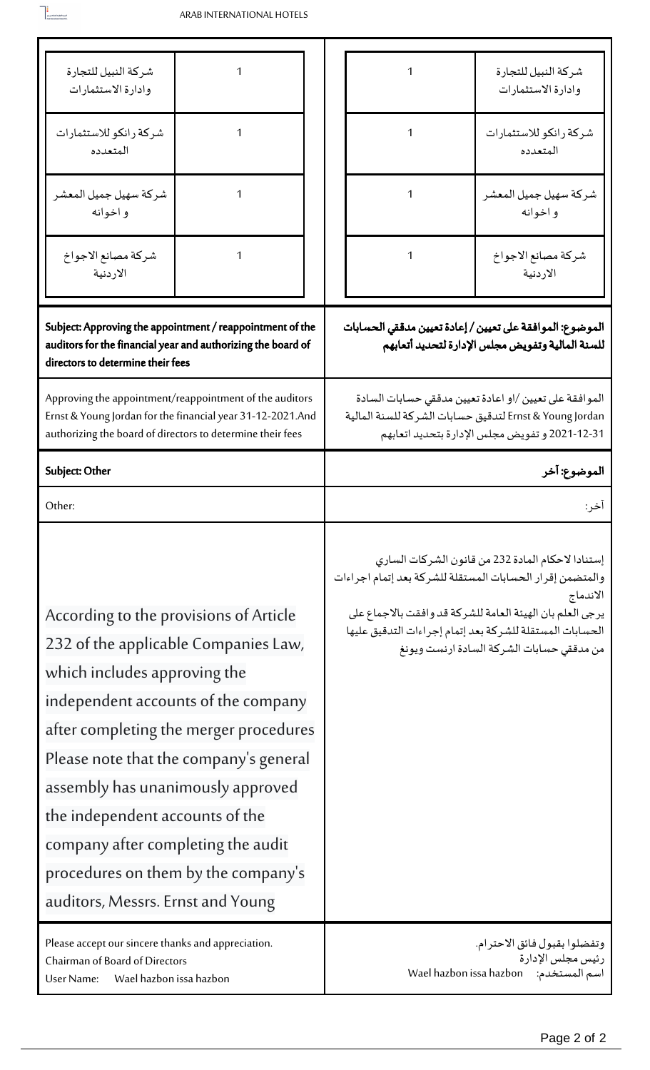| | |
|---|---|
| شركة النبيل للتجارة وادارة الاستثمارات | 1 |
| شركة رانكو للاستثمارات المتعدده | 1 |
| شركة سهيل جميل المعشر و اخوانه | 1 |
| شركة مصانع الاجواخ الاردنية | 1 |

| | |
|---|---|
| 1 | شركة النبيل للتجارة وادارة الاستثمارات |
| 1 | شركة رانكو للاستثمارات المتعدده |
| 1 | شركة سهيل جميل المعشر و اخوانه |
| 1 | شركة مصانع الاجواخ الاردنية |

| | |
|---|---|
| **Subject: Approving the appointment / reappointment of the auditors for the financial year and authorizing the board of directors to determine their fees** | **الموضوع: الموافقة على تعيين / إعادة تعيين مدققي الحسابات للسنة المالية وتفويض مجلس الإدارة لتحديد أتعابهم** |
| Approving the appointment/reappointment of the auditors Ernst & Young Jordan for the financial year 31-12-2021.And authorizing the board of directors to determine their fees | الموافقة على تعيين /او اعادة تعيين مدققي حسابات السادة Ernst & Young Jordan لتدقيق حسابات الشركة للسنة المالية 31-12-2021 و تفويض مجلس الإدارة بتحديد اتعابهم |
| **Subject: Other** | **الموضوع: آخر** |
| Other: | آخر: |
| According to the provisions of Article 232 of the applicable Companies Law, which includes approving the independent accounts of the company after completing the merger procedures Please note that the company's general assembly has unanimously approved the independent accounts of the company after completing the audit procedures on them by the company's auditors, Messrs. Ernst and Young | إستنادا لاحكام المادة 232 من قانون الشركات الساري والمتضمن إقرار الحسابات المستقلة للشركة بعد إتمام اجراءات الاندماج<br>يرجى العلم بان الهيئة العامة للشركة قد وافقت بالاجماع على الحسابات المستقلة للشركة بعد إتمام إجراءات التدقيق عليها من مدققي حسابات الشركة السادة ارنست ويونغ |
| Please accept our sincere thanks and appreciation.<br>Chairman of Board of Directors<br>User Name: Wael hazbon issa hazbon | وتفضلوا بقبول فائق الاحترام.<br>رئيس مجلس الإدارة<br>اسم المستخدم: Wael hazbon issa hazbon |